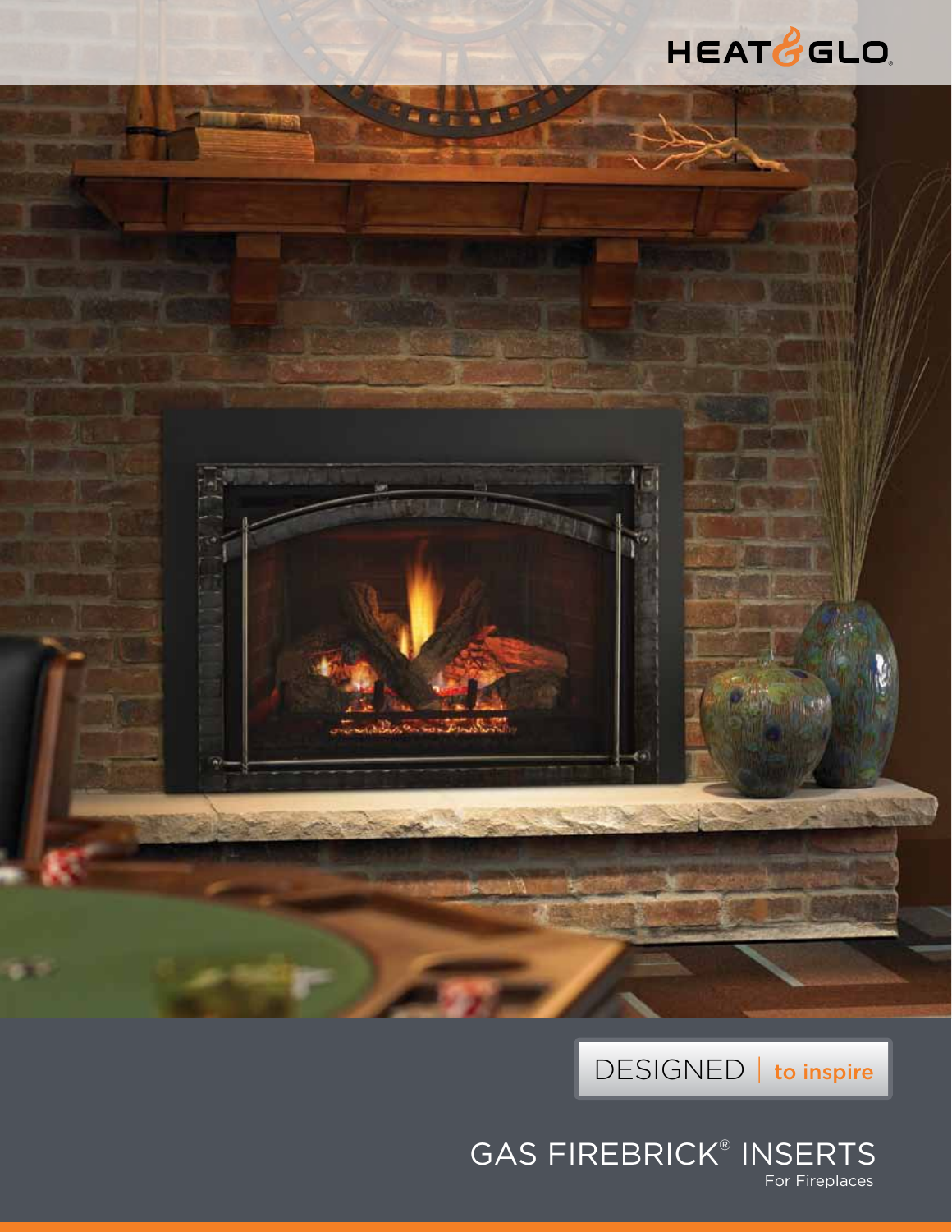HEAT & GLO

DESIGNED | to inspire

# GAS FIREBRICK® INSERTS

For Fireplaces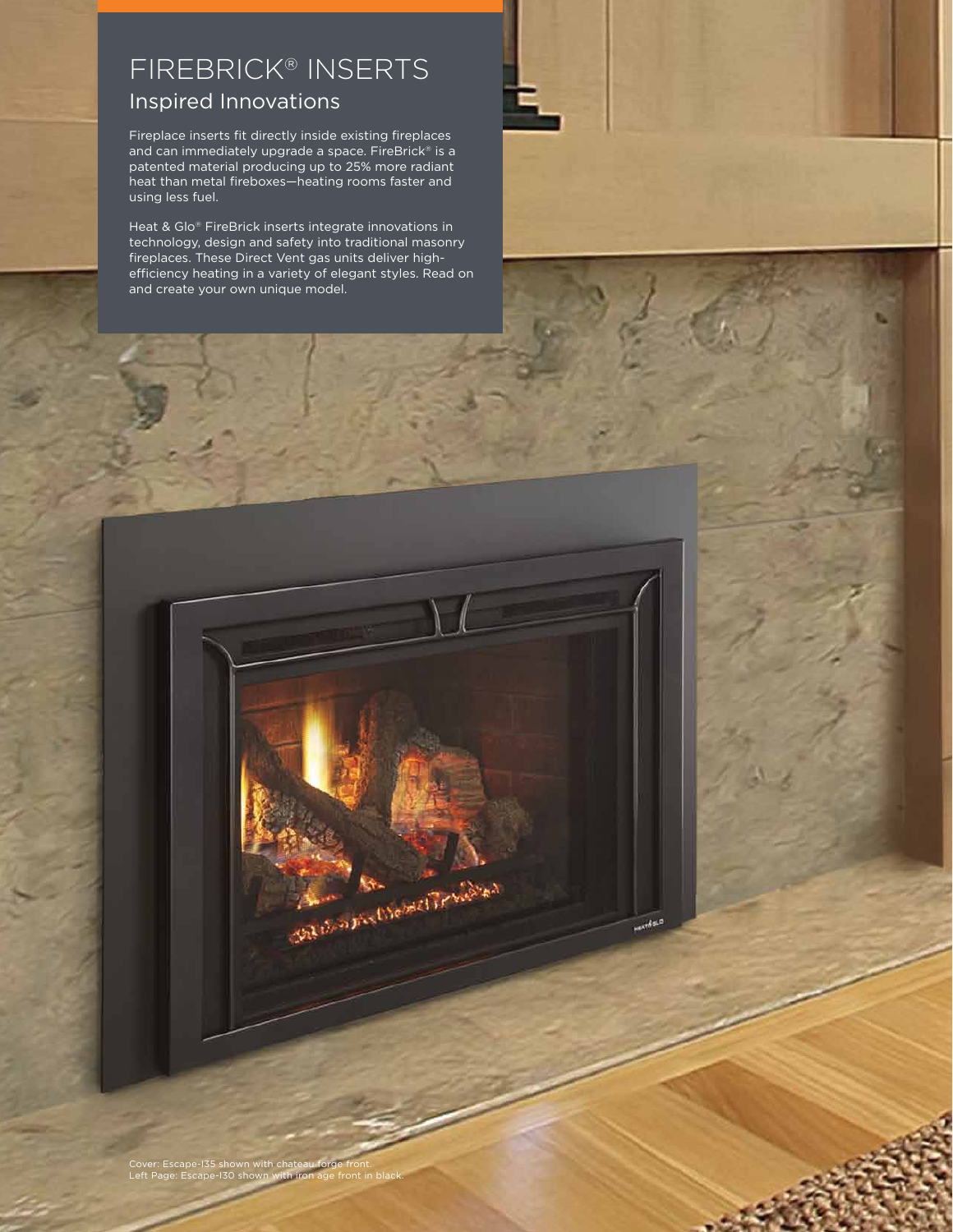# FIREBRICK® INSERTS

## Inspired Innovations

Fireplace inserts fit directly inside existing fireplaces and can immediately upgrade a space. FireBrick® is a patented material producing up to 25% more radiant heat than metal fireboxes—heating rooms faster and using less fuel.

Heat & Glo® FireBrick inserts integrate innovations in technology, design and safety into traditional masonry fireplaces. These Direct Vent gas units deliver high-efficiency heating in a variety of elegant styles. Read on and create your own unique model.

Cover: Escape-I35 shown with chateau forge front.
Left Page: Escape-I30 shown with iron age front in black.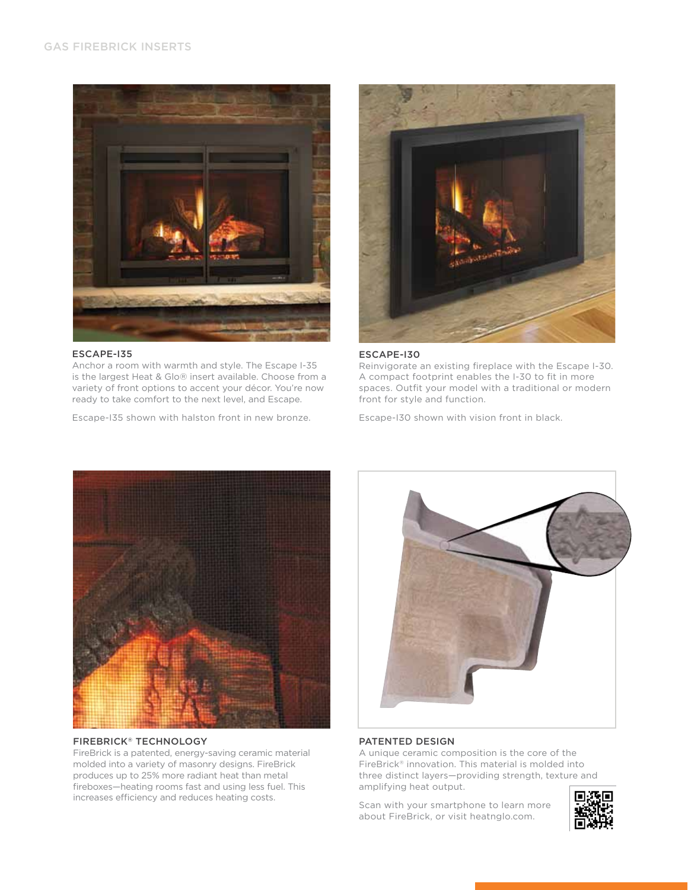## ESCAPE-I35

Anchor a room with warmth and style. The Escape I-35 is the largest Heat & Glo® insert available. Choose from a variety of front options to accent your décor. You're now ready to take comfort to the next level, and Escape.

Escape-I35 shown with halston front in new bronze.

## ESCAPE-I30

Reinvigorate an existing fireplace with the Escape I-30. A compact footprint enables the I-30 to fit in more spaces. Outfit your model with a traditional or modern front for style and function.

Escape-I30 shown with vision front in black.

## FIREBRICK® TECHNOLOGY

FireBrick is a patented, energy-saving ceramic material molded into a variety of masonry designs. FireBrick produces up to 25% more radiant heat than metal fireboxes—heating rooms fast and using less fuel. This increases efficiency and reduces heating costs.

## PATENTED DESIGN

A unique ceramic composition is the core of the FireBrick® innovation. This material is molded into three distinct layers—providing strength, texture and amplifying heat output.

Scan with your smartphone to learn more about FireBrick, or visit heatnglo.com.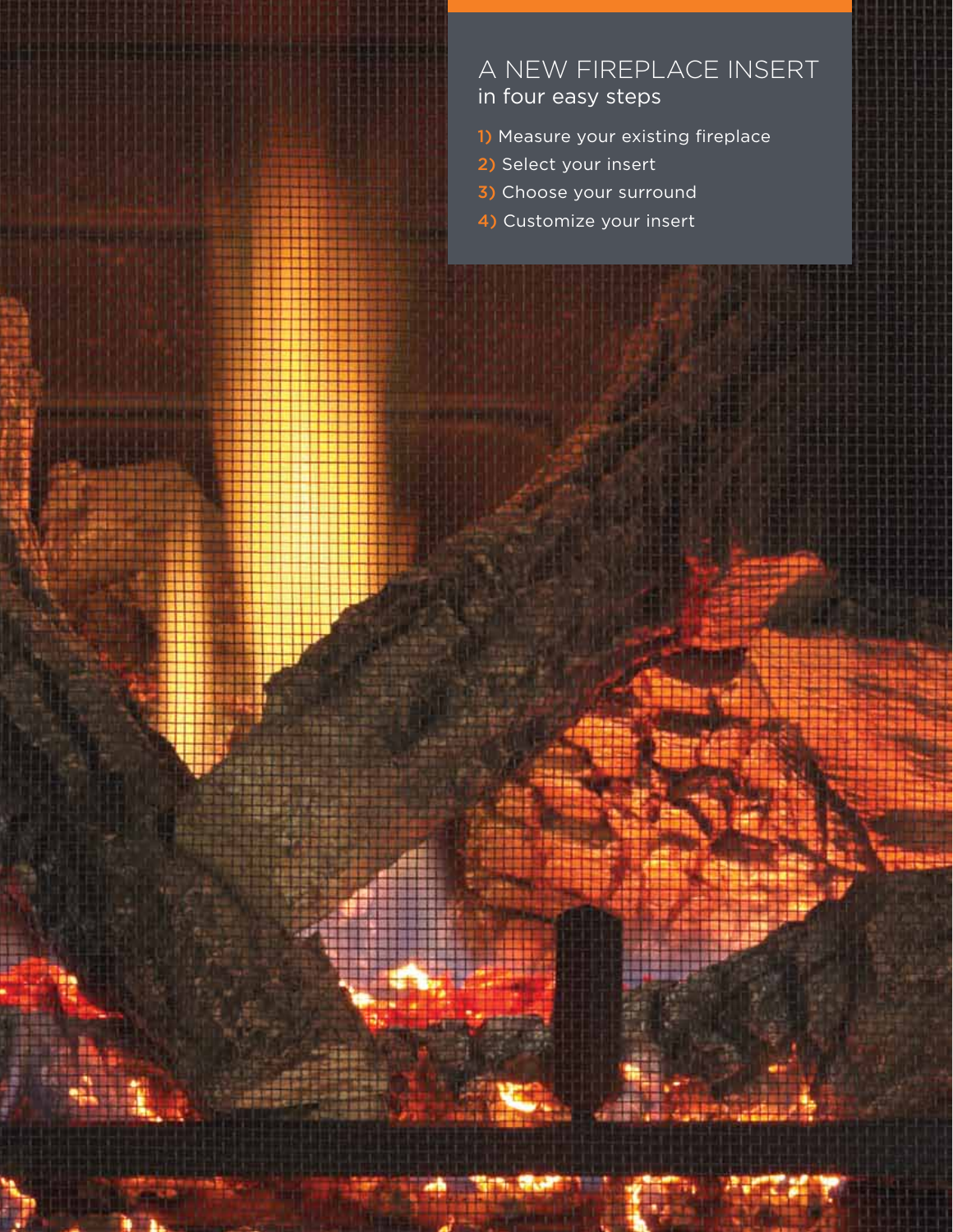# A NEW FIREPLACE INSERT
## in four easy steps

1) Measure your existing fireplace
2) Select your insert
3) Choose your surround
4) Customize your insert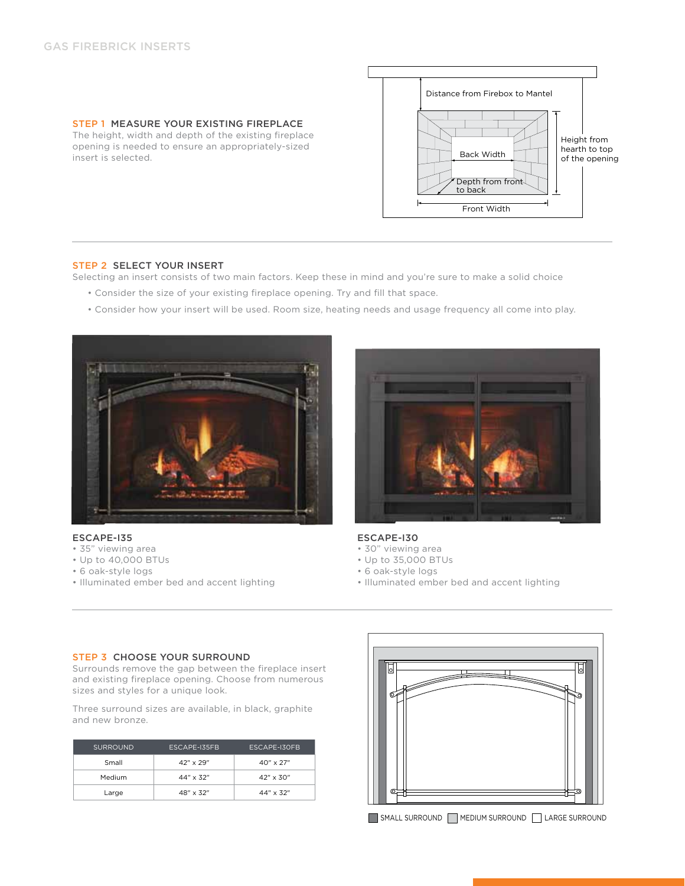## GAS FIREBRICK INSERTS

### STEP 1 MEASURE YOUR EXISTING FIREPLACE

The height, width and depth of the existing fireplace opening is needed to ensure an appropriately-sized insert is selected.

Distance from Firebox to Mantel

Back Width

Height from hearth to top of the opening

Depth from front to back

Front Width

### STEP 2 SELECT YOUR INSERT

Selecting an insert consists of two main factors. Keep these in mind and you're sure to make a solid choice

- Consider the size of your existing fireplace opening. Try and fill that space.
- Consider how your insert will be used. Room size, heating needs and usage frequency all come into play.

**ESCAPE-I35**

- 35" viewing area
- Up to 40,000 BTUs
- 6 oak-style logs
- Illuminated ember bed and accent lighting

**ESCAPE-I30**

- 30" viewing area
- Up to 35,000 BTUs
- 6 oak-style logs
- Illuminated ember bed and accent lighting

### STEP 3 CHOOSE YOUR SURROUND

Surrounds remove the gap between the fireplace insert and existing fireplace opening. Choose from numerous sizes and styles for a unique look.

Three surround sizes are available, in black, graphite and new bronze.

| SURROUND | ESCAPE-I35FB | ESCAPE-I30FB |
|---|---|---|
| Small | 42" x 29" | 40" x 27" |
| Medium | 44" x 32" | 42" x 30" |
| Large | 48" x 32" | 44" x 32" |

SMALL SURROUND MEDIUM SURROUND LARGE SURROUND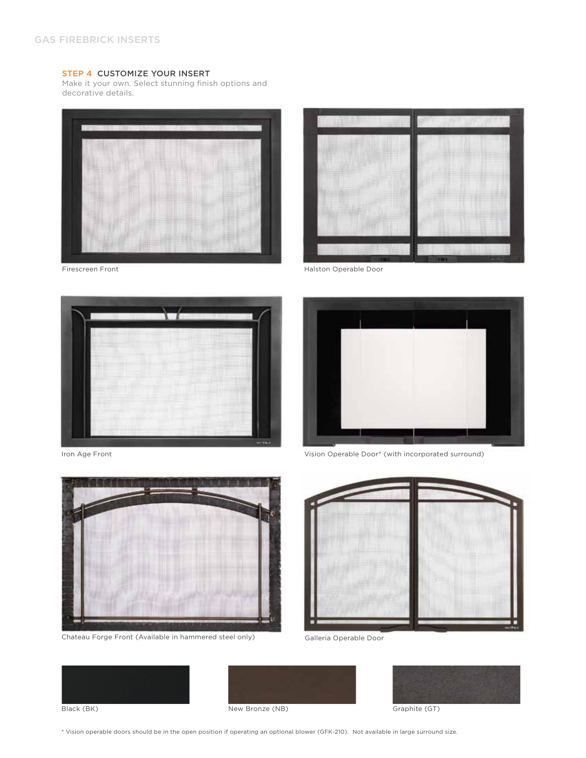## STEP 4 CUSTOMIZE YOUR INSERT

Make it your own. Select stunning finish options and decorative details.

Firescreen Front

Halston Operable Door

Iron Age Front

Vision Operable Door* (with incorporated surround)

Chateau Forge Front (Available in hammered steel only)

Galleria Operable Door

Black (BK)

New Bronze (NB)

Graphite (GT)

* Vision operable doors should be in the open position if operating an optional blower (GFK-210). Not available in large surround size.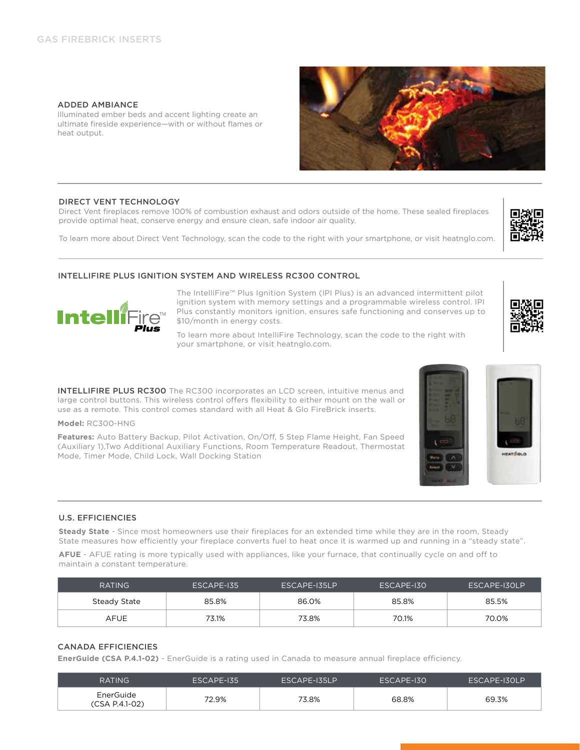## GAS FIREBRICK INSERTS

### ADDED AMBIANCE

Illuminated ember beds and accent lighting create an ultimate fireside experience—with or without flames or heat output.

### DIRECT VENT TECHNOLOGY

Direct Vent fireplaces remove 100% of combustion exhaust and odors outside of the home. These sealed fireplaces provide optimal heat, conserve energy and ensure clean, safe indoor air quality.

To learn more about Direct Vent Technology, scan the code to the right with your smartphone, or visit heatnglo.com.

### INTELLIFIRE PLUS IGNITION SYSTEM AND WIRELESS RC300 CONTROL

IntelliFire™ Plus

The IntelliFire™ Plus Ignition System (IPI Plus) is an advanced intermittent pilot ignition system with memory settings and a programmable wireless control. IPI Plus constantly monitors ignition, ensures safe functioning and conserves up to $10/month in energy costs.

To learn more about IntelliFire Technology, scan the code to the right with your smartphone, or visit heatnglo.com.

**INTELLIFIRE PLUS RC300** The RC300 incorporates an LCD screen, intuitive menus and large control buttons. This wireless control offers flexibility to either mount on the wall or use as a remote. This control comes standard with all Heat & Glo FireBrick inserts.

**Model:** RC300-HNG

**Features:** Auto Battery Backup, Pilot Activation, On/Off, 5 Step Flame Height, Fan Speed (Auxiliary 1),Two Additional Auxiliary Functions, Room Temperature Readout, Thermostat Mode, Timer Mode, Child Lock, Wall Docking Station

### U.S. EFFICIENCIES

**Steady State** - Since most homeowners use their fireplaces for an extended time while they are in the room, Steady State measures how efficiently your fireplace converts fuel to heat once it is warmed up and running in a "steady state".

**AFUE** - AFUE rating is more typically used with appliances, like your furnace, that continually cycle on and off to maintain a constant temperature.

| RATING | ESCAPE-I35 | ESCAPE-I35LP | ESCAPE-I30 | ESCAPE-I30LP |
|---|---|---|---|---|
| Steady State | 85.8% | 86.0% | 85.8% | 85.5% |
| AFUE | 73.1% | 73.8% | 70.1% | 70.0% |

### CANADA EFFICIENCIES

**EnerGuide (CSA P.4.1-02)** - EnerGuide is a rating used in Canada to measure annual fireplace efficiency.

| RATING | ESCAPE-I35 | ESCAPE-I35LP | ESCAPE-I30 | ESCAPE-I30LP |
|---|---|---|---|---|
| EnerGuide (CSA P.4.1-02) | 72.9% | 73.8% | 68.8% | 69.3% |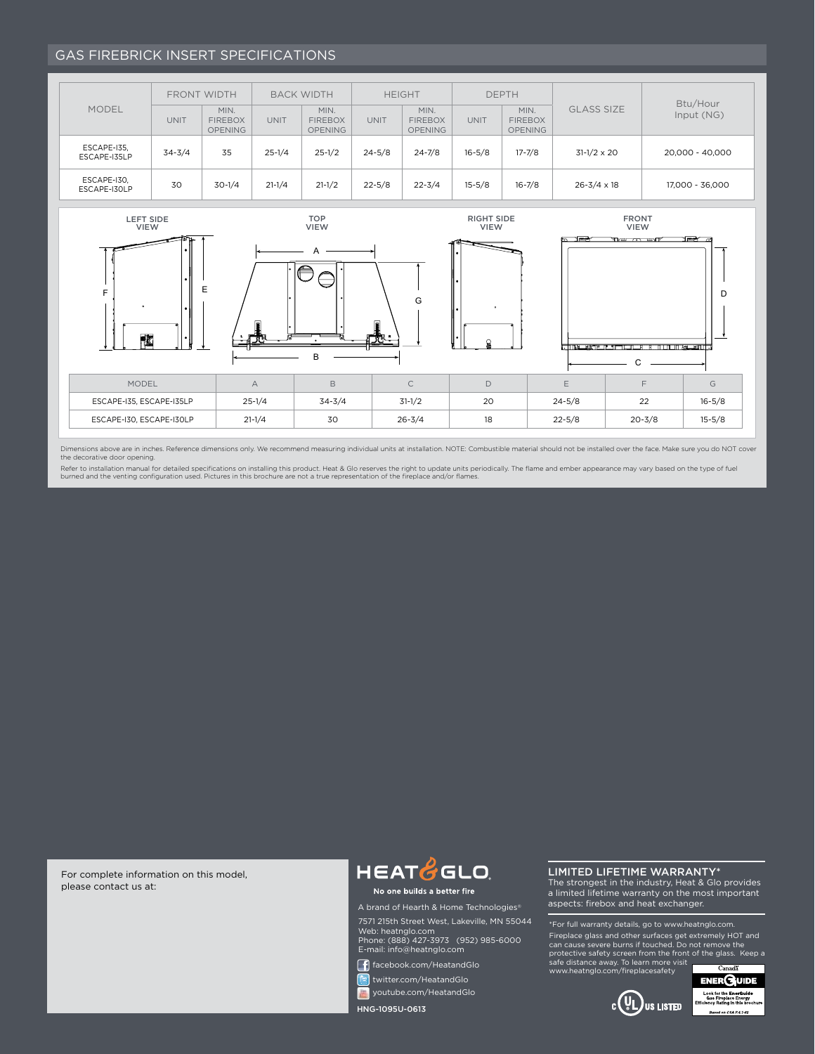## GAS FIREBRICK INSERT SPECIFICATIONS

| MODEL | FRONT WIDTH | | BACK WIDTH | | HEIGHT | | DEPTH | | GLASS SIZE | Btu/Hour Input (NG) |
|---|---|---|---|---|---|---|---|---|---|---|
| | UNIT | MIN. FIREBOX OPENING | UNIT | MIN. FIREBOX OPENING | UNIT | MIN. FIREBOX OPENING | UNIT | MIN. FIREBOX OPENING | | |
| ESCAPE-I35, ESCAPE-I35LP | 34-3/4 | 35 | 25-1/4 | 25-1/2 | 24-5/8 | 24-7/8 | 16-5/8 | 17-7/8 | 31-1/2 x 20 | 20,000 - 40,000 |
| ESCAPE-I30, ESCAPE-I30LP | 30 | 30-1/4 | 21-1/4 | 21-1/2 | 22-5/8 | 22-3/4 | 15-5/8 | 16-7/8 | 26-3/4 x 18 | 17,000 - 36,000 |

LEFT SIDE VIEW

TOP VIEW

RIGHT SIDE VIEW

FRONT VIEW

| MODEL | A | B | C | D | E | F | G |
|---|---|---|---|---|---|---|---|
| ESCAPE-I35, ESCAPE-I35LP | 25-1/4 | 34-3/4 | 31-1/2 | 20 | 24-5/8 | 22 | 16-5/8 |
| ESCAPE-I30, ESCAPE-I30LP | 21-1/4 | 30 | 26-3/4 | 18 | 22-5/8 | 20-3/8 | 15-5/8 |

Dimensions above are in inches. Reference dimensions only. We recommend measuring individual units at installation. NOTE: Combustible material should not be installed over the face. Make sure you do NOT cover the decorative door opening.

Refer to installation manual for detailed specifications on installing this product. Heat & Glo reserves the right to update units periodically. The flame and ember appearance may vary based on the type of fuel burned and the venting configuration used. Pictures in this brochure are not a true representation of the fireplace and/or flames.

For complete information on this model, please contact us at:

**HEAT & GLO**

**No one builds a better fire**

A brand of Hearth & Home Technologies®

7571 215th Street West, Lakeville, MN 55044
Web: heatnglo.com
Phone: (888) 427-3973 (952) 985-6000
E-mail: info@heatnglo.com

facebook.com/HeatandGlo
twitter.com/HeatandGlo
youtube.com/HeatandGlo

HNG-1095U-0613

### LIMITED LIFETIME WARRANTY*

The strongest in the industry, Heat & Glo provides a limited lifetime warranty on the most important aspects: firebox and heat exchanger.

*For full warranty details, go to www.heatnglo.com.

Fireplace glass and other surfaces get extremely HOT and can cause severe burns if touched. Do not remove the protective safety screen from the front of the glass. Keep a safe distance away. To learn more visit www.heatnglo.com/fireplacesafety

c UL US LISTED

Canada ENERGUIDE Look for the EnerGuide Gas Fireplace Energy Efficiency Rating in this brochure. Based on CSA P.4.1-02